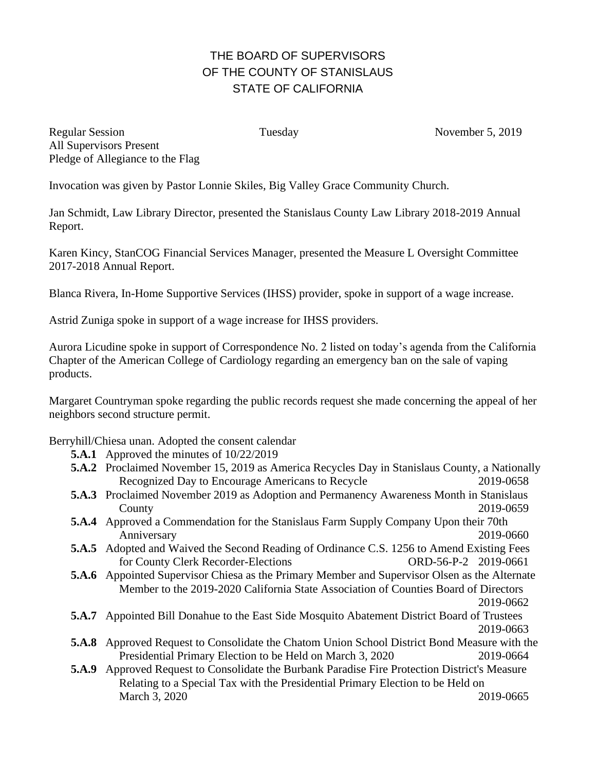# THE BOARD OF SUPERVISORS
# OF THE COUNTY OF STANISLAUS
# STATE OF CALIFORNIA

Regular Session Tuesday November 5, 2019
All Supervisors Present
Pledge of Allegiance to the Flag

Invocation was given by Pastor Lonnie Skiles, Big Valley Grace Community Church.

Jan Schmidt, Law Library Director, presented the Stanislaus County Law Library 2018-2019 Annual Report.

Karen Kincy, StanCOG Financial Services Manager, presented the Measure L Oversight Committee 2017-2018 Annual Report.

Blanca Rivera, In-Home Supportive Services (IHSS) provider, spoke in support of a wage increase.

Astrid Zuniga spoke in support of a wage increase for IHSS providers.

Aurora Licudine spoke in support of Correspondence No. 2 listed on today's agenda from the California Chapter of the American College of Cardiology regarding an emergency ban on the sale of vaping products.

Margaret Countryman spoke regarding the public records request she made concerning the appeal of her neighbors second structure permit.

Berryhill/Chiesa unan. Adopted the consent calendar

- **5.A.1** Approved the minutes of 10/22/2019
- **5.A.2** Proclaimed November 15, 2019 as America Recycles Day in Stanislaus County, a Nationally Recognized Day to Encourage Americans to Recycle 2019-0658
- **5.A.3** Proclaimed November 2019 as Adoption and Permanency Awareness Month in Stanislaus County 2019-0659
- **5.A.4** Approved a Commendation for the Stanislaus Farm Supply Company Upon their 70th Anniversary 2019-0660
- **5.A.5** Adopted and Waived the Second Reading of Ordinance C.S. 1256 to Amend Existing Fees for County Clerk Recorder-Elections ORD-56-P-2 2019-0661
- **5.A.6** Appointed Supervisor Chiesa as the Primary Member and Supervisor Olsen as the Alternate Member to the 2019-2020 California State Association of Counties Board of Directors 2019-0662
- **5.A.7** Appointed Bill Donahue to the East Side Mosquito Abatement District Board of Trustees 2019-0663
- **5.A.8** Approved Request to Consolidate the Chatom Union School District Bond Measure with the Presidential Primary Election to be Held on March 3, 2020 2019-0664
- **5.A.9** Approved Request to Consolidate the Burbank Paradise Fire Protection District's Measure Relating to a Special Tax with the Presidential Primary Election to be Held on March 3, 2020 2019-0665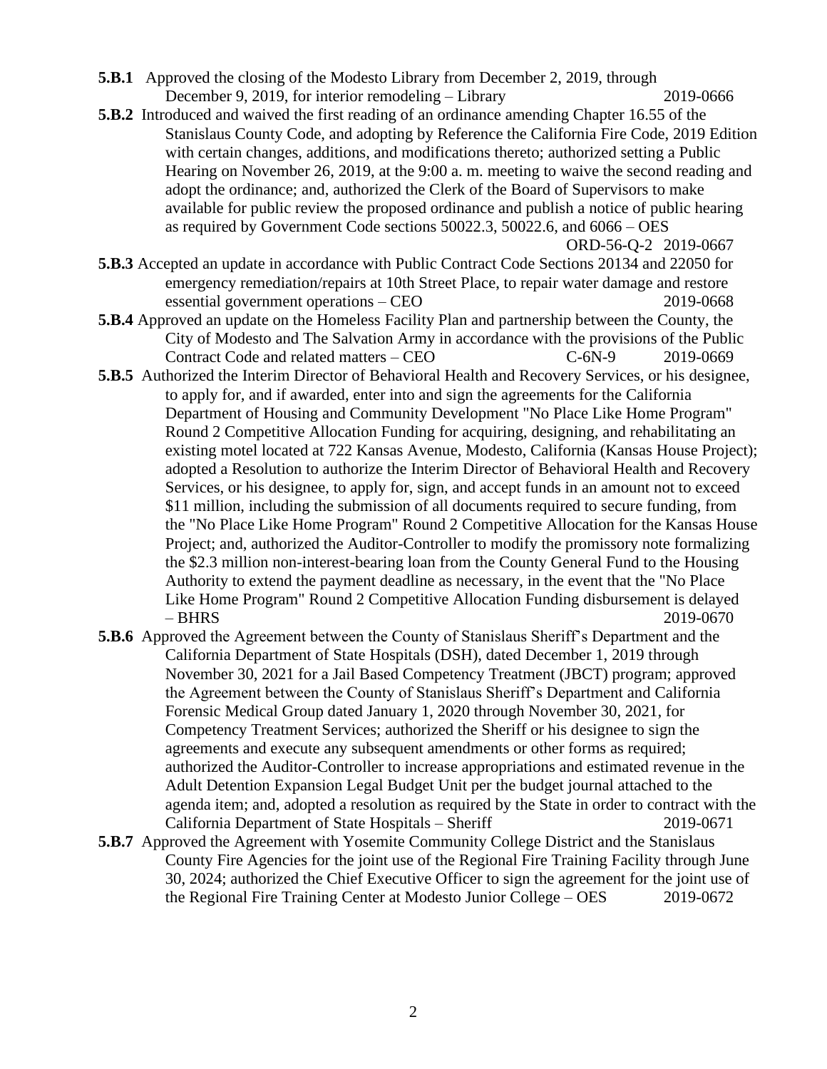**5.B.1** Approved the closing of the Modesto Library from December 2, 2019, through December 9, 2019, for interior remodeling – Library 2019-0666

**5.B.2** Introduced and waived the first reading of an ordinance amending Chapter 16.55 of the Stanislaus County Code, and adopting by Reference the California Fire Code, 2019 Edition with certain changes, additions, and modifications thereto; authorized setting a Public Hearing on November 26, 2019, at the 9:00 a. m. meeting to waive the second reading and adopt the ordinance; and, authorized the Clerk of the Board of Supervisors to make available for public review the proposed ordinance and publish a notice of public hearing as required by Government Code sections 50022.3, 50022.6, and 6066 – OES ORD-56-Q-2 2019-0667

**5.B.3** Accepted an update in accordance with Public Contract Code Sections 20134 and 22050 for emergency remediation/repairs at 10th Street Place, to repair water damage and restore essential government operations – CEO 2019-0668

**5.B.4** Approved an update on the Homeless Facility Plan and partnership between the County, the City of Modesto and The Salvation Army in accordance with the provisions of the Public Contract Code and related matters – CEO C-6N-9 2019-0669

**5.B.5** Authorized the Interim Director of Behavioral Health and Recovery Services, or his designee, to apply for, and if awarded, enter into and sign the agreements for the California Department of Housing and Community Development "No Place Like Home Program" Round 2 Competitive Allocation Funding for acquiring, designing, and rehabilitating an existing motel located at 722 Kansas Avenue, Modesto, California (Kansas House Project); adopted a Resolution to authorize the Interim Director of Behavioral Health and Recovery Services, or his designee, to apply for, sign, and accept funds in an amount not to exceed $11 million, including the submission of all documents required to secure funding, from the "No Place Like Home Program" Round 2 Competitive Allocation for the Kansas House Project; and, authorized the Auditor-Controller to modify the promissory note formalizing the $2.3 million non-interest-bearing loan from the County General Fund to the Housing Authority to extend the payment deadline as necessary, in the event that the "No Place Like Home Program" Round 2 Competitive Allocation Funding disbursement is delayed – BHRS 2019-0670

**5.B.6** Approved the Agreement between the County of Stanislaus Sheriff's Department and the California Department of State Hospitals (DSH), dated December 1, 2019 through November 30, 2021 for a Jail Based Competency Treatment (JBCT) program; approved the Agreement between the County of Stanislaus Sheriff's Department and California Forensic Medical Group dated January 1, 2020 through November 30, 2021, for Competency Treatment Services; authorized the Sheriff or his designee to sign the agreements and execute any subsequent amendments or other forms as required; authorized the Auditor-Controller to increase appropriations and estimated revenue in the Adult Detention Expansion Legal Budget Unit per the budget journal attached to the agenda item; and, adopted a resolution as required by the State in order to contract with the California Department of State Hospitals – Sheriff 2019-0671

**5.B.7** Approved the Agreement with Yosemite Community College District and the Stanislaus County Fire Agencies for the joint use of the Regional Fire Training Facility through June 30, 2024; authorized the Chief Executive Officer to sign the agreement for the joint use of the Regional Fire Training Center at Modesto Junior College – OES 2019-0672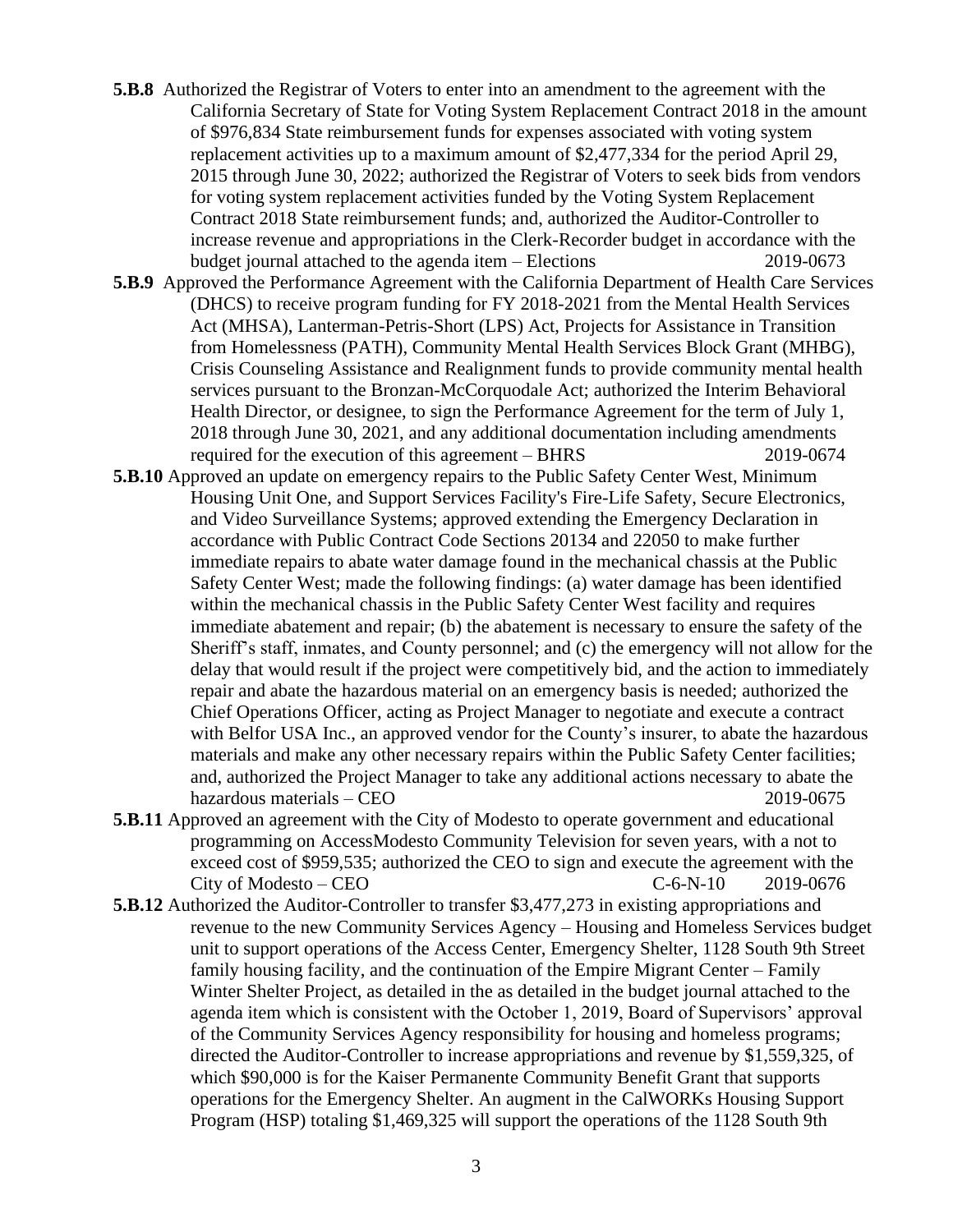**5.B.8** Authorized the Registrar of Voters to enter into an amendment to the agreement with the California Secretary of State for Voting System Replacement Contract 2018 in the amount of $976,834 State reimbursement funds for expenses associated with voting system replacement activities up to a maximum amount of $2,477,334 for the period April 29, 2015 through June 30, 2022; authorized the Registrar of Voters to seek bids from vendors for voting system replacement activities funded by the Voting System Replacement Contract 2018 State reimbursement funds; and, authorized the Auditor-Controller to increase revenue and appropriations in the Clerk-Recorder budget in accordance with the budget journal attached to the agenda item – Elections 2019-0673

**5.B.9** Approved the Performance Agreement with the California Department of Health Care Services (DHCS) to receive program funding for FY 2018-2021 from the Mental Health Services Act (MHSA), Lanterman-Petris-Short (LPS) Act, Projects for Assistance in Transition from Homelessness (PATH), Community Mental Health Services Block Grant (MHBG), Crisis Counseling Assistance and Realignment funds to provide community mental health services pursuant to the Bronzan-McCorquodale Act; authorized the Interim Behavioral Health Director, or designee, to sign the Performance Agreement for the term of July 1, 2018 through June 30, 2021, and any additional documentation including amendments required for the execution of this agreement – BHRS 2019-0674

**5.B.10** Approved an update on emergency repairs to the Public Safety Center West, Minimum Housing Unit One, and Support Services Facility's Fire-Life Safety, Secure Electronics, and Video Surveillance Systems; approved extending the Emergency Declaration in accordance with Public Contract Code Sections 20134 and 22050 to make further immediate repairs to abate water damage found in the mechanical chassis at the Public Safety Center West; made the following findings: (a) water damage has been identified within the mechanical chassis in the Public Safety Center West facility and requires immediate abatement and repair; (b) the abatement is necessary to ensure the safety of the Sheriff's staff, inmates, and County personnel; and (c) the emergency will not allow for the delay that would result if the project were competitively bid, and the action to immediately repair and abate the hazardous material on an emergency basis is needed; authorized the Chief Operations Officer, acting as Project Manager to negotiate and execute a contract with Belfor USA Inc., an approved vendor for the County's insurer, to abate the hazardous materials and make any other necessary repairs within the Public Safety Center facilities; and, authorized the Project Manager to take any additional actions necessary to abate the hazardous materials – CEO 2019-0675

**5.B.11** Approved an agreement with the City of Modesto to operate government and educational programming on AccessModesto Community Television for seven years, with a not to exceed cost of $959,535; authorized the CEO to sign and execute the agreement with the City of Modesto – CEO C-6-N-10 2019-0676

**5.B.12** Authorized the Auditor-Controller to transfer $3,477,273 in existing appropriations and revenue to the new Community Services Agency – Housing and Homeless Services budget unit to support operations of the Access Center, Emergency Shelter, 1128 South 9th Street family housing facility, and the continuation of the Empire Migrant Center – Family Winter Shelter Project, as detailed in the as detailed in the budget journal attached to the agenda item which is consistent with the October 1, 2019, Board of Supervisors' approval of the Community Services Agency responsibility for housing and homeless programs; directed the Auditor-Controller to increase appropriations and revenue by $1,559,325, of which $90,000 is for the Kaiser Permanente Community Benefit Grant that supports operations for the Emergency Shelter. An augment in the CalWORKs Housing Support Program (HSP) totaling $1,469,325 will support the operations of the 1128 South 9th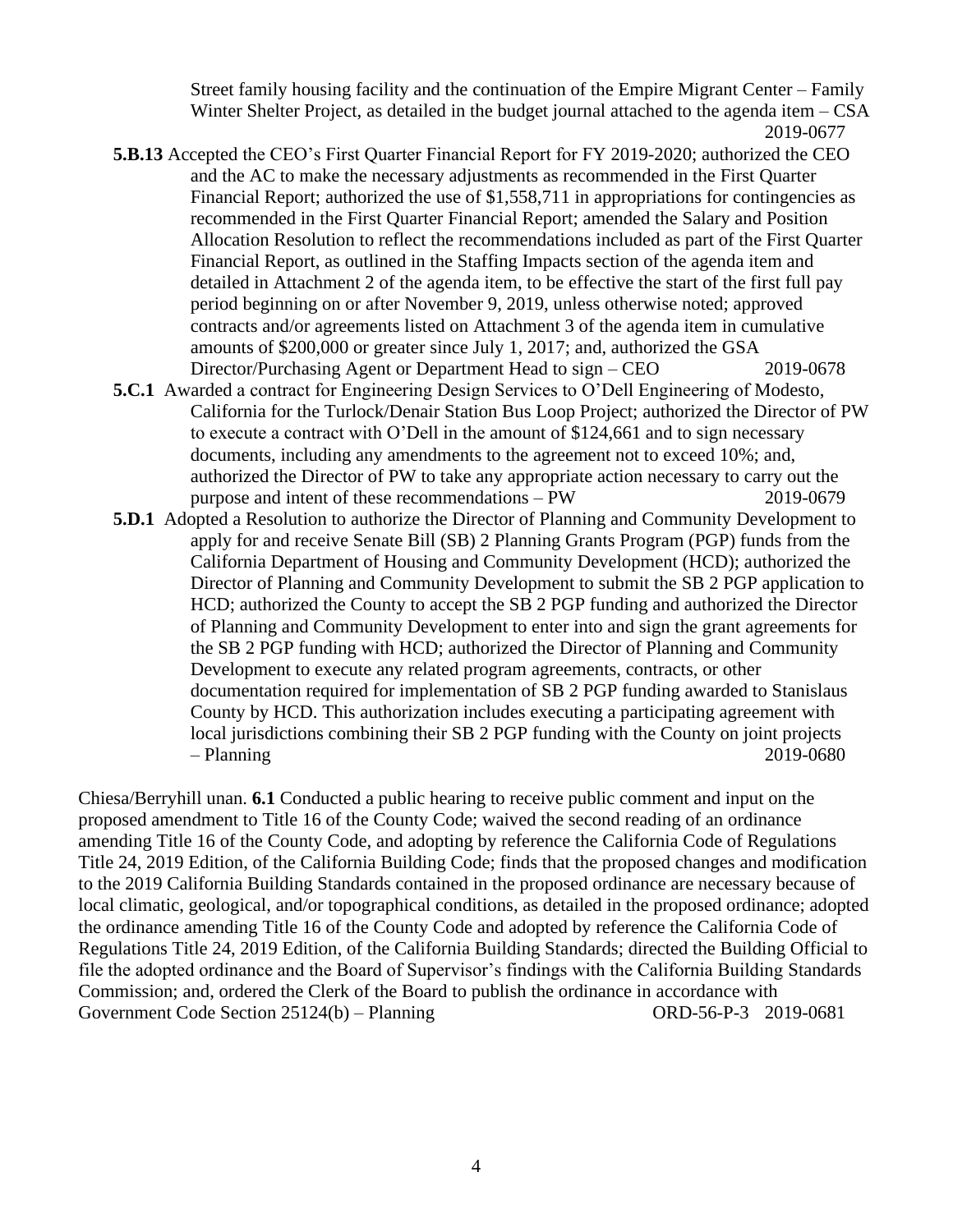Street family housing facility and the continuation of the Empire Migrant Center – Family Winter Shelter Project, as detailed in the budget journal attached to the agenda item – CSA 2019-0677

**5.B.13** Accepted the CEO's First Quarter Financial Report for FY 2019-2020; authorized the CEO and the AC to make the necessary adjustments as recommended in the First Quarter Financial Report; authorized the use of $1,558,711 in appropriations for contingencies as recommended in the First Quarter Financial Report; amended the Salary and Position Allocation Resolution to reflect the recommendations included as part of the First Quarter Financial Report, as outlined in the Staffing Impacts section of the agenda item and detailed in Attachment 2 of the agenda item, to be effective the start of the first full pay period beginning on or after November 9, 2019, unless otherwise noted; approved contracts and/or agreements listed on Attachment 3 of the agenda item in cumulative amounts of $200,000 or greater since July 1, 2017; and, authorized the GSA Director/Purchasing Agent or Department Head to sign – CEO 2019-0678

**5.C.1** Awarded a contract for Engineering Design Services to O'Dell Engineering of Modesto, California for the Turlock/Denair Station Bus Loop Project; authorized the Director of PW to execute a contract with O'Dell in the amount of $124,661 and to sign necessary documents, including any amendments to the agreement not to exceed 10%; and, authorized the Director of PW to take any appropriate action necessary to carry out the purpose and intent of these recommendations – PW 2019-0679

**5.D.1** Adopted a Resolution to authorize the Director of Planning and Community Development to apply for and receive Senate Bill (SB) 2 Planning Grants Program (PGP) funds from the California Department of Housing and Community Development (HCD); authorized the Director of Planning and Community Development to submit the SB 2 PGP application to HCD; authorized the County to accept the SB 2 PGP funding and authorized the Director of Planning and Community Development to enter into and sign the grant agreements for the SB 2 PGP funding with HCD; authorized the Director of Planning and Community Development to execute any related program agreements, contracts, or other documentation required for implementation of SB 2 PGP funding awarded to Stanislaus County by HCD. This authorization includes executing a participating agreement with local jurisdictions combining their SB 2 PGP funding with the County on joint projects – Planning 2019-0680

Chiesa/Berryhill unan. **6.1** Conducted a public hearing to receive public comment and input on the proposed amendment to Title 16 of the County Code; waived the second reading of an ordinance amending Title 16 of the County Code, and adopting by reference the California Code of Regulations Title 24, 2019 Edition, of the California Building Code; finds that the proposed changes and modification to the 2019 California Building Standards contained in the proposed ordinance are necessary because of local climatic, geological, and/or topographical conditions, as detailed in the proposed ordinance; adopted the ordinance amending Title 16 of the County Code and adopted by reference the California Code of Regulations Title 24, 2019 Edition, of the California Building Standards; directed the Building Official to file the adopted ordinance and the Board of Supervisor's findings with the California Building Standards Commission; and, ordered the Clerk of the Board to publish the ordinance in accordance with Government Code Section 25124(b) – Planning ORD-56-P-3 2019-0681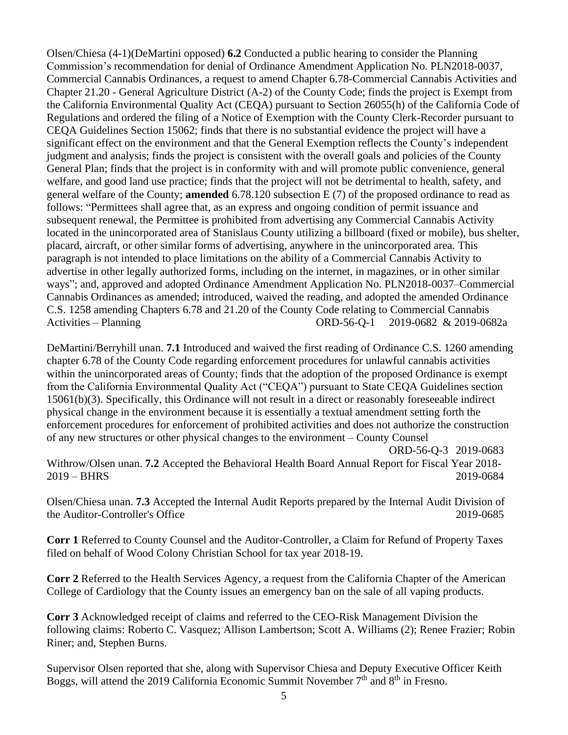Olsen/Chiesa (4-1)(DeMartini opposed) **6.2** Conducted a public hearing to consider the Planning Commission's recommendation for denial of Ordinance Amendment Application No. PLN2018-0037, Commercial Cannabis Ordinances, a request to amend Chapter 6.78-Commercial Cannabis Activities and Chapter 21.20 - General Agriculture District (A-2) of the County Code; finds the project is Exempt from the California Environmental Quality Act (CEQA) pursuant to Section 26055(h) of the California Code of Regulations and ordered the filing of a Notice of Exemption with the County Clerk-Recorder pursuant to CEQA Guidelines Section 15062; finds that there is no substantial evidence the project will have a significant effect on the environment and that the General Exemption reflects the County's independent judgment and analysis; finds the project is consistent with the overall goals and policies of the County General Plan; finds that the project is in conformity with and will promote public convenience, general welfare, and good land use practice; finds that the project will not be detrimental to health, safety, and general welfare of the County; **amended** 6.78.120 subsection E (7) of the proposed ordinance to read as follows: "Permittees shall agree that, as an express and ongoing condition of permit issuance and subsequent renewal, the Permittee is prohibited from advertising any Commercial Cannabis Activity located in the unincorporated area of Stanislaus County utilizing a billboard (fixed or mobile), bus shelter, placard, aircraft, or other similar forms of advertising, anywhere in the unincorporated area. This paragraph is not intended to place limitations on the ability of a Commercial Cannabis Activity to advertise in other legally authorized forms, including on the internet, in magazines, or in other similar ways"; and, approved and adopted Ordinance Amendment Application No. PLN2018-0037–Commercial Cannabis Ordinances as amended; introduced, waived the reading, and adopted the amended Ordinance C.S. 1258 amending Chapters 6.78 and 21.20 of the County Code relating to Commercial Cannabis Activities – Planning ORD-56-Q-1 2019-0682 & 2019-0682a

DeMartini/Berryhill unan. **7.1** Introduced and waived the first reading of Ordinance C.S. 1260 amending chapter 6.78 of the County Code regarding enforcement procedures for unlawful cannabis activities within the unincorporated areas of County; finds that the adoption of the proposed Ordinance is exempt from the California Environmental Quality Act ("CEQA") pursuant to State CEQA Guidelines section 15061(b)(3). Specifically, this Ordinance will not result in a direct or reasonably foreseeable indirect physical change in the environment because it is essentially a textual amendment setting forth the enforcement procedures for enforcement of prohibited activities and does not authorize the construction of any new structures or other physical changes to the environment – County Counsel ORD-56-Q-3 2019-0683

Withrow/Olsen unan. **7.2** Accepted the Behavioral Health Board Annual Report for Fiscal Year 2018-2019 – BHRS 2019-0684

Olsen/Chiesa unan. **7.3** Accepted the Internal Audit Reports prepared by the Internal Audit Division of the Auditor-Controller's Office 2019-0685

**Corr 1** Referred to County Counsel and the Auditor-Controller, a Claim for Refund of Property Taxes filed on behalf of Wood Colony Christian School for tax year 2018-19.

**Corr 2** Referred to the Health Services Agency, a request from the California Chapter of the American College of Cardiology that the County issues an emergency ban on the sale of all vaping products.

**Corr 3** Acknowledged receipt of claims and referred to the CEO-Risk Management Division the following claims: Roberto C. Vasquez; Allison Lambertson; Scott A. Williams (2); Renee Frazier; Robin Riner; and, Stephen Burns.

Supervisor Olsen reported that she, along with Supervisor Chiesa and Deputy Executive Officer Keith Boggs, will attend the 2019 California Economic Summit November 7th and 8th in Fresno.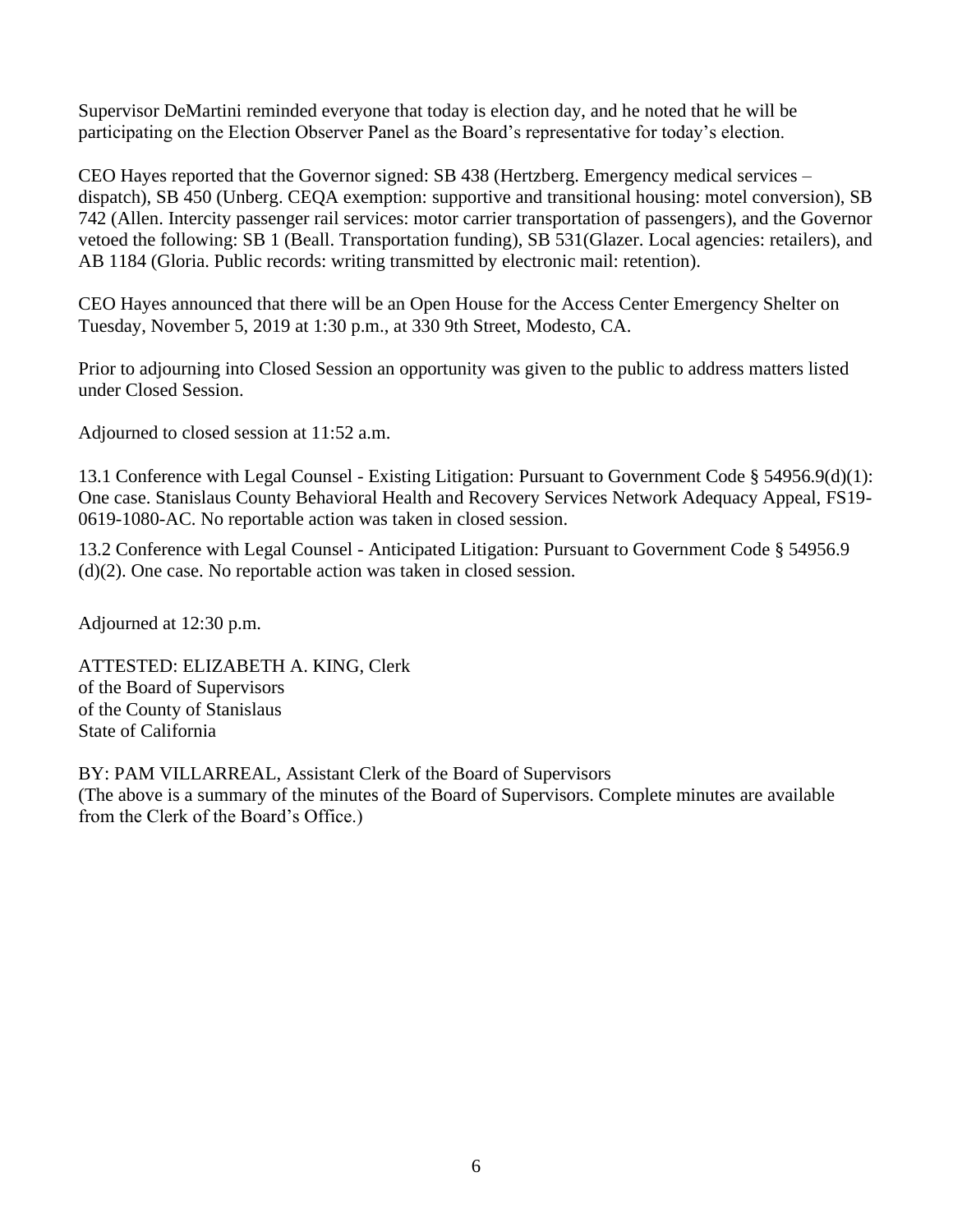Supervisor DeMartini reminded everyone that today is election day, and he noted that he will be participating on the Election Observer Panel as the Board's representative for today's election.

CEO Hayes reported that the Governor signed: SB 438 (Hertzberg. Emergency medical services – dispatch), SB 450 (Unberg. CEQA exemption: supportive and transitional housing: motel conversion), SB 742 (Allen. Intercity passenger rail services: motor carrier transportation of passengers), and the Governor vetoed the following: SB 1 (Beall. Transportation funding), SB 531(Glazer. Local agencies: retailers), and AB 1184 (Gloria. Public records: writing transmitted by electronic mail: retention).

CEO Hayes announced that there will be an Open House for the Access Center Emergency Shelter on Tuesday, November 5, 2019 at 1:30 p.m., at 330 9th Street, Modesto, CA.

Prior to adjourning into Closed Session an opportunity was given to the public to address matters listed under Closed Session.

Adjourned to closed session at 11:52 a.m.

13.1 Conference with Legal Counsel - Existing Litigation: Pursuant to Government Code § 54956.9(d)(1): One case. Stanislaus County Behavioral Health and Recovery Services Network Adequacy Appeal, FS19-0619-1080-AC. No reportable action was taken in closed session.

13.2 Conference with Legal Counsel - Anticipated Litigation: Pursuant to Government Code § 54956.9 (d)(2). One case. No reportable action was taken in closed session.

Adjourned at 12:30 p.m.

ATTESTED: ELIZABETH A. KING, Clerk
of the Board of Supervisors
of the County of Stanislaus
State of California

BY: PAM VILLARREAL, Assistant Clerk of the Board of Supervisors
(The above is a summary of the minutes of the Board of Supervisors. Complete minutes are available from the Clerk of the Board's Office.)